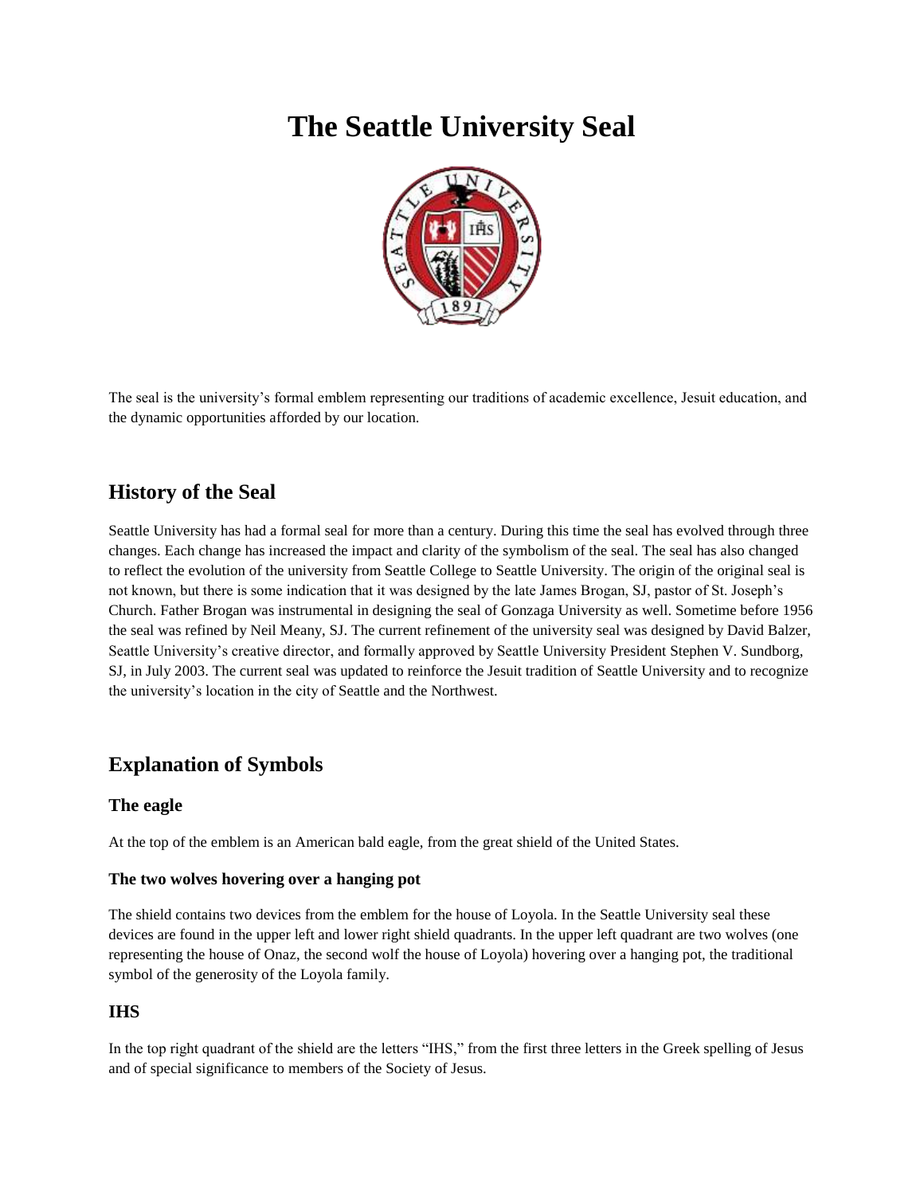# The Seattle University Seal

The seal is the university's formal emblem representing our traditions of academic excellence, Jesuit education, and the dynamic opportunities afforded by our location.

## History of the Seal

Seattle University has had a formal seal for more than a century. During this time the seal has evolved through three changes. Each change has increased the impact and clarity of the symbolism of the seal. The seal has also changed to reflect the evolution of the university from Seattle College to Seattle University. The origin of the original seal is not known, but there is some indication that it was designed by the late James Brogan, SJ, pastor of St. Joseph's Church. Father Brogan was instrumental in designing the seal of Gonzaga University as well. Sometime before 1956 the seal was refined by Neil Meany, SJ. The current refinement of the university seal was designed by David Balzer, Seattle University's creative director, and formally approved by Seattle University President Stephen V. Sundborg, SJ, in July 2003. The current seal was updated to reinforce the Jesuit tradition of Seattle University and to recognize the university's location in the city of Seattle and the Northwest.

## Explanation of Symbols

### The eagle

At the top of the emblem is an American bald eagle, from the great shield of the United States.

#### The two wolves hovering over a hanging pot

The shield contains two devices from the emblem for the house of Loyola. In the Seattle University seal these devices are found in the upper left and lower right shield quadrants. In the upper left quadrant are two wolves (one representing the house of Onaz, the second wolf the house of Loyola) hovering over a hanging pot, the traditional symbol of the generosity of the Loyola family.

### IHS

In the top right quadrant of the shield are the letters "IHS," from the first three letters in the Greek spelling of Jesus and of special significance to members of the Society of Jesus.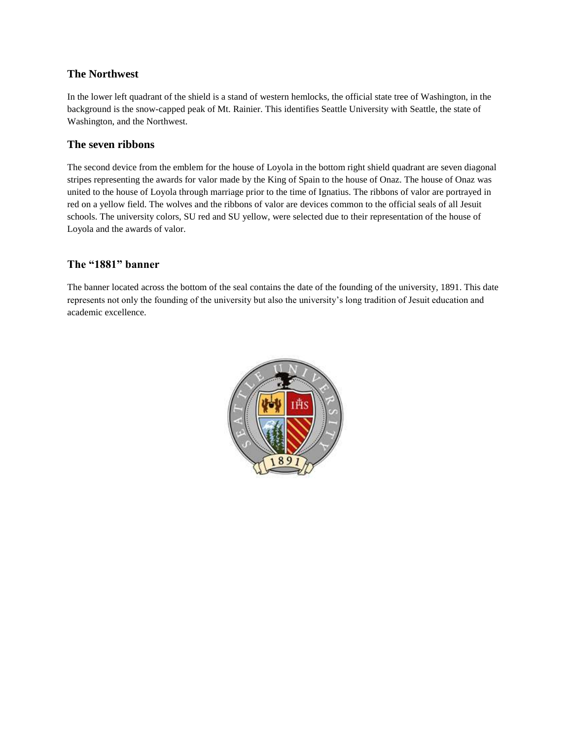### The Northwest

In the lower left quadrant of the shield is a stand of western hemlocks, the official state tree of Washington, in the background is the snow-capped peak of Mt. Rainier. This identifies Seattle University with Seattle, the state of Washington, and the Northwest.

### The seven ribbons

The second device from the emblem for the house of Loyola in the bottom right shield quadrant are seven diagonal stripes representing the awards for valor made by the King of Spain to the house of Onaz. The house of Onaz was united to the house of Loyola through marriage prior to the time of Ignatius. The ribbons of valor are portrayed in red on a yellow field. The wolves and the ribbons of valor are devices common to the official seals of all Jesuit schools. The university colors, SU red and SU yellow, were selected due to their representation of the house of Loyola and the awards of valor.

### The "1881" banner

The banner located across the bottom of the seal contains the date of the founding of the university, 1891. This date represents not only the founding of the university but also the university's long tradition of Jesuit education and academic excellence.